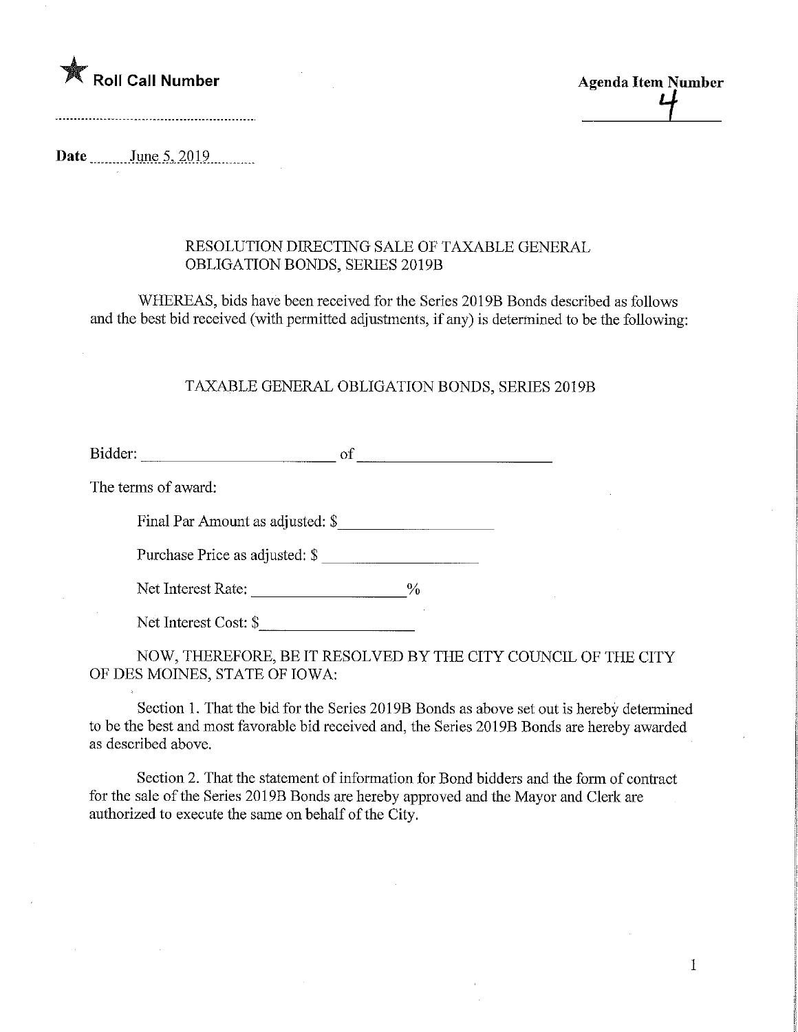★ **Roll Call Number**

..............................................................

**Agenda Item Number**

4

**Date** June 5, 2019

RESOLUTION DIRECTING SALE OF TAXABLE GENERAL OBLIGATION BONDS, SERIES 2019B

WHEREAS, bids have been received for the Series 2019B Bonds described as follows and the best bid received (with permitted adjustments, if any) is determined to be the following:

TAXABLE GENERAL OBLIGATION BONDS, SERIES 2019B

Bidder: ________________________ of ________________________

The terms of award:

Final Par Amount as adjusted: $____________________

Purchase Price as adjusted: $ ____________________

Net Interest Rate: ____________________%

Net Interest Cost: $____________________

NOW, THEREFORE, BE IT RESOLVED BY THE CITY COUNCIL OF THE CITY OF DES MOINES, STATE OF IOWA:

Section 1. That the bid for the Series 2019B Bonds as above set out is hereby determined to be the best and most favorable bid received and, the Series 2019B Bonds are hereby awarded as described above.

Section 2. That the statement of information for Bond bidders and the form of contract for the sale of the Series 2019B Bonds are hereby approved and the Mayor and Clerk are authorized to execute the same on behalf of the City.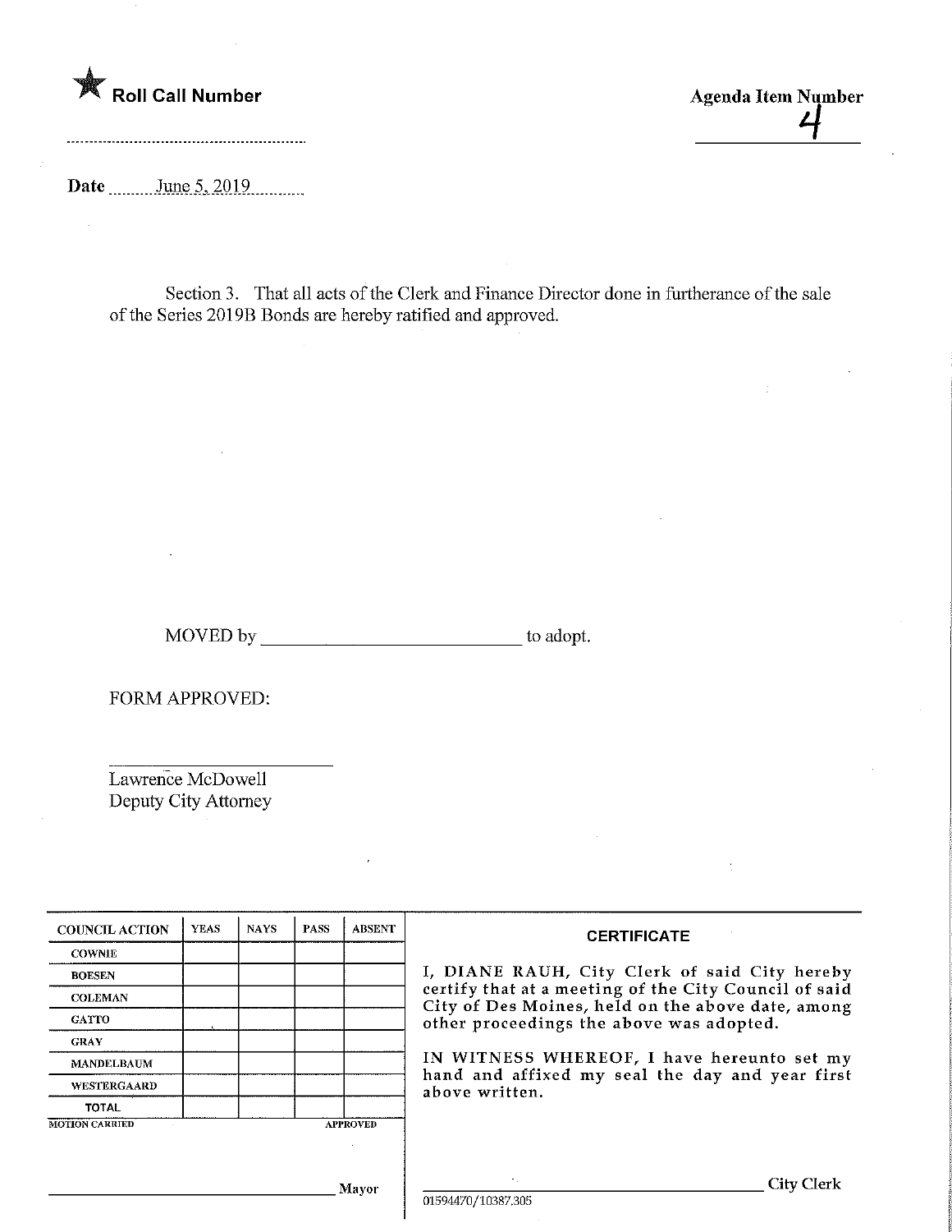★ Roll Call Number

Agenda Item Number
4

Date June 5, 2019

Section 3. That all acts of the Clerk and Finance Director done in furtherance of the sale of the Series 2019B Bonds are hereby ratified and approved.

MOVED by ____________________________ to adopt.

FORM APPROVED:

_________________________
Lawrence McDowell
Deputy City Attorney

| COUNCIL ACTION | YEAS | NAYS | PASS | ABSENT |
|---|---|---|---|---|
| COWNIE | | | | |
| BOESEN | | | | |
| COLEMAN | | | | |
| GATTO | | | | |
| GRAY | | | | |
| MANDELBAUM | | | | |
| WESTERGAARD | | | | |
| TOTAL | | | | |

MOTION CARRIED APPROVED

_________________________ Mayor

**CERTIFICATE**

I, DIANE RAUH, City Clerk of said City hereby certify that at a meeting of the City Council of said City of Des Moines, held on the above date, among other proceedings the above was adopted.

IN WITNESS WHEREOF, I have hereunto set my hand and affixed my seal the day and year first above written.

_________________________ City Clerk

01594470/10387.305